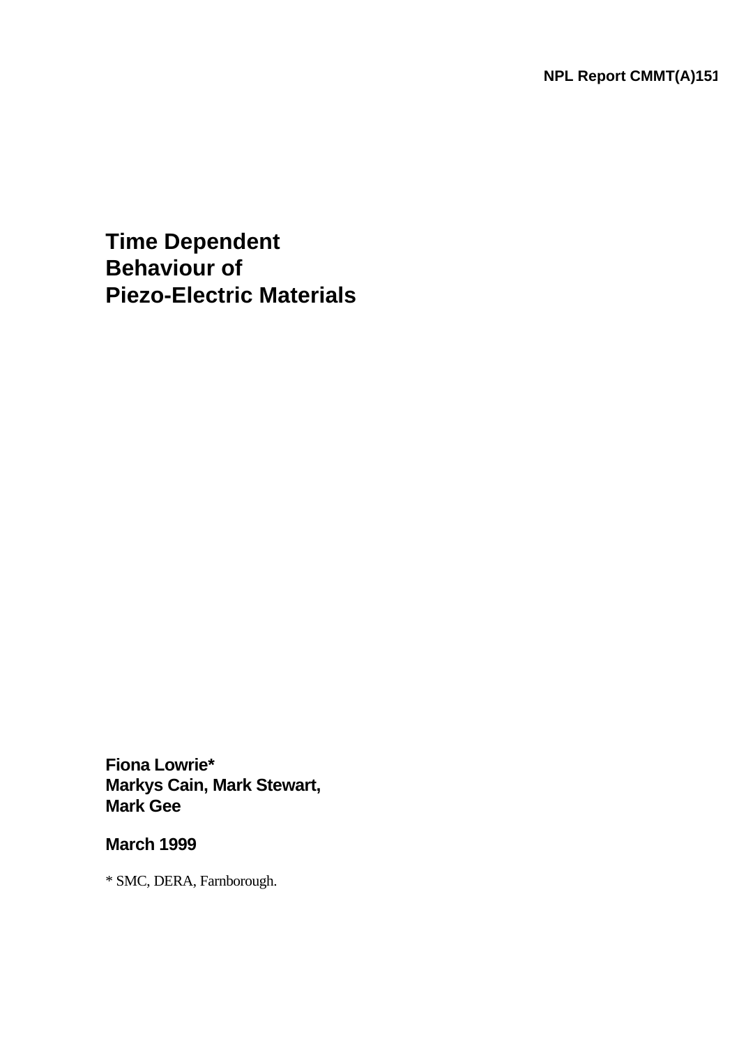NPL Report CMMT(A)151

# Time Dependent Behaviour of Piezo-Electric Materials

**Fiona Lowrie***
**Markys Cain, Mark Stewart,**
**Mark Gee**

**March 1999**

* SMC, DERA, Farnborough.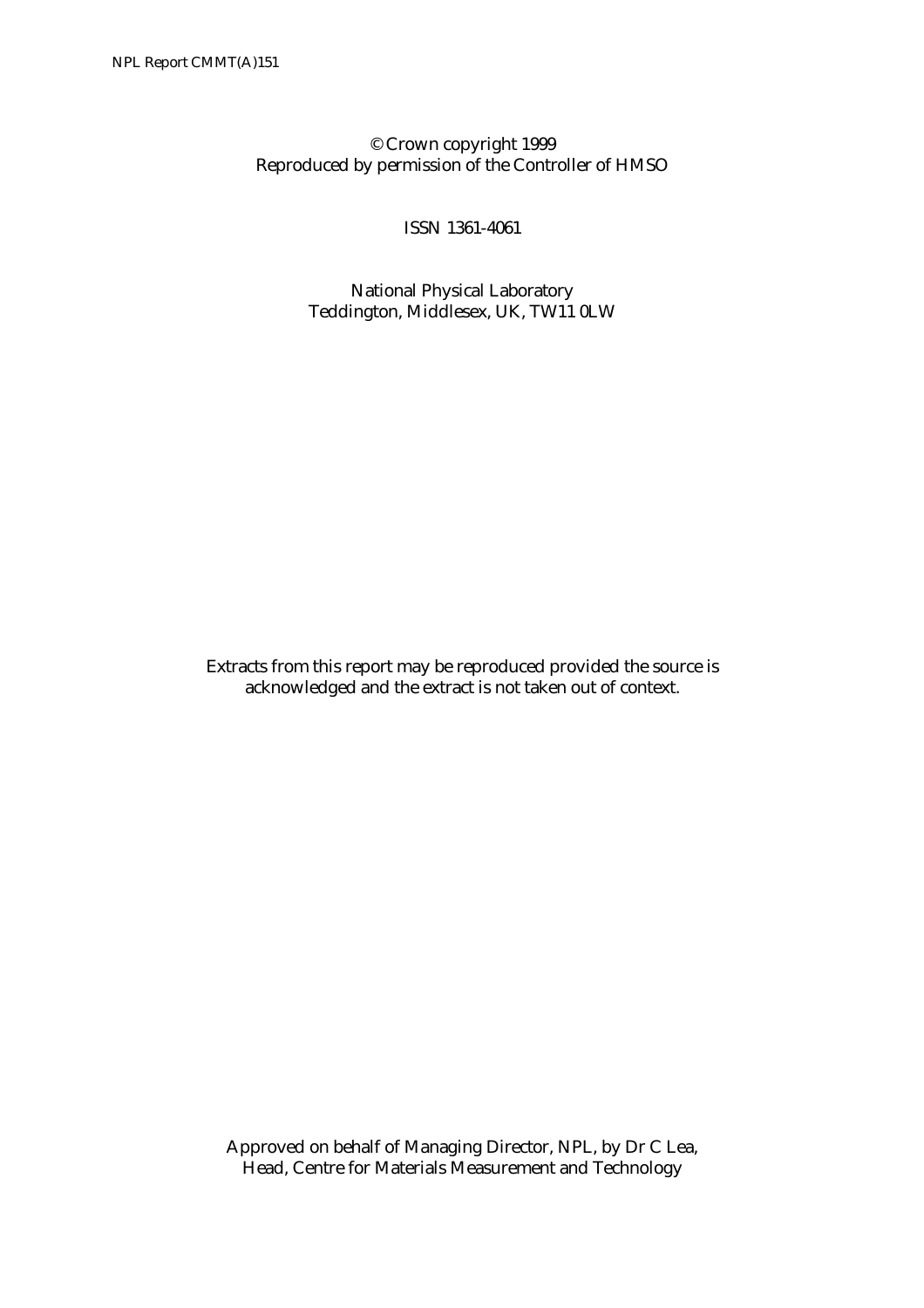© Crown copyright 1999
Reproduced by permission of the Controller of HMSO

ISSN 1361-4061

National Physical Laboratory
Teddington, Middlesex, UK, TW11 0LW

Extracts from this report may be reproduced provided the source is acknowledged and the extract is not taken out of context.

Approved on behalf of Managing Director, NPL, by Dr C Lea,
Head, Centre for Materials Measurement and Technology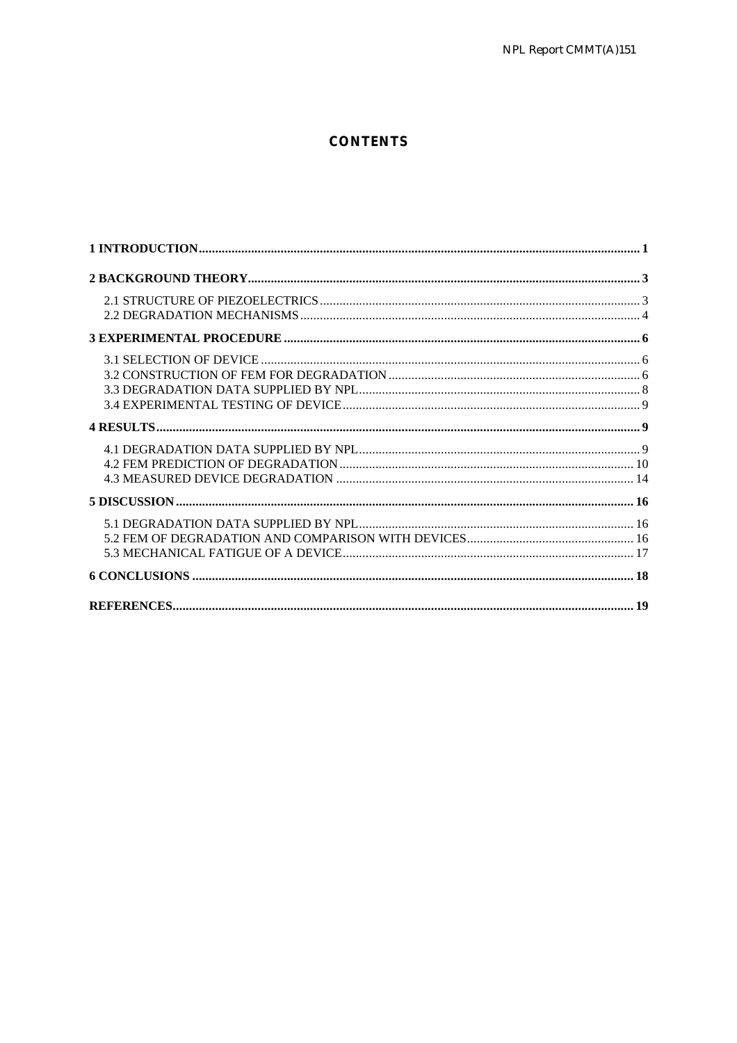# CONTENTS

**1 INTRODUCTION ........ 1**

**2 BACKGROUND THEORY ........ 3**

- 2.1 STRUCTURE OF PIEZOELECTRICS ........ 3
- 2.2 DEGRADATION MECHANISMS ........ 4

**3 EXPERIMENTAL PROCEDURE ........ 6**

- 3.1 SELECTION OF DEVICE ........ 6
- 3.2 CONSTRUCTION OF FEM FOR DEGRADATION ........ 6
- 3.3 DEGRADATION DATA SUPPLIED BY NPL ........ 8
- 3.4 EXPERIMENTAL TESTING OF DEVICE ........ 9

**4 RESULTS ........ 9**

- 4.1 DEGRADATION DATA SUPPLIED BY NPL ........ 9
- 4.2 FEM PREDICTION OF DEGRADATION ........ 10
- 4.3 MEASURED DEVICE DEGRADATION ........ 14

**5 DISCUSSION ........ 16**

- 5.1 DEGRADATION DATA SUPPLIED BY NPL ........ 16
- 5.2 FEM OF DEGRADATION AND COMPARISON WITH DEVICES ........ 16
- 5.3 MECHANICAL FATIGUE OF A DEVICE ........ 17

**6 CONCLUSIONS ........ 18**

**REFERENCES ........ 19**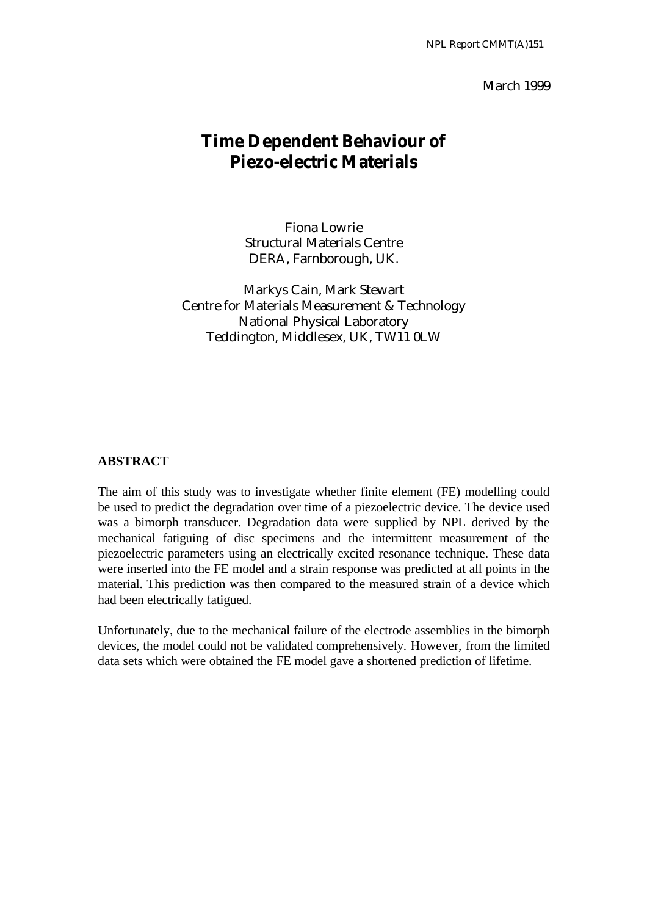NPL Report CMMT(A)151

March 1999

# Time Dependent Behaviour of Piezo-electric Materials

Fiona Lowrie
Structural Materials Centre
DERA, Farnborough, UK.

Markys Cain, Mark Stewart
Centre for Materials Measurement & Technology
National Physical Laboratory
Teddington, Middlesex, UK, TW11 0LW

## ABSTRACT

The aim of this study was to investigate whether finite element (FE) modelling could be used to predict the degradation over time of a piezoelectric device. The device used was a bimorph transducer. Degradation data were supplied by NPL derived by the mechanical fatiguing of disc specimens and the intermittent measurement of the piezoelectric parameters using an electrically excited resonance technique. These data were inserted into the FE model and a strain response was predicted at all points in the material. This prediction was then compared to the measured strain of a device which had been electrically fatigued.

Unfortunately, due to the mechanical failure of the electrode assemblies in the bimorph devices, the model could not be validated comprehensively. However, from the limited data sets which were obtained the FE model gave a shortened prediction of lifetime.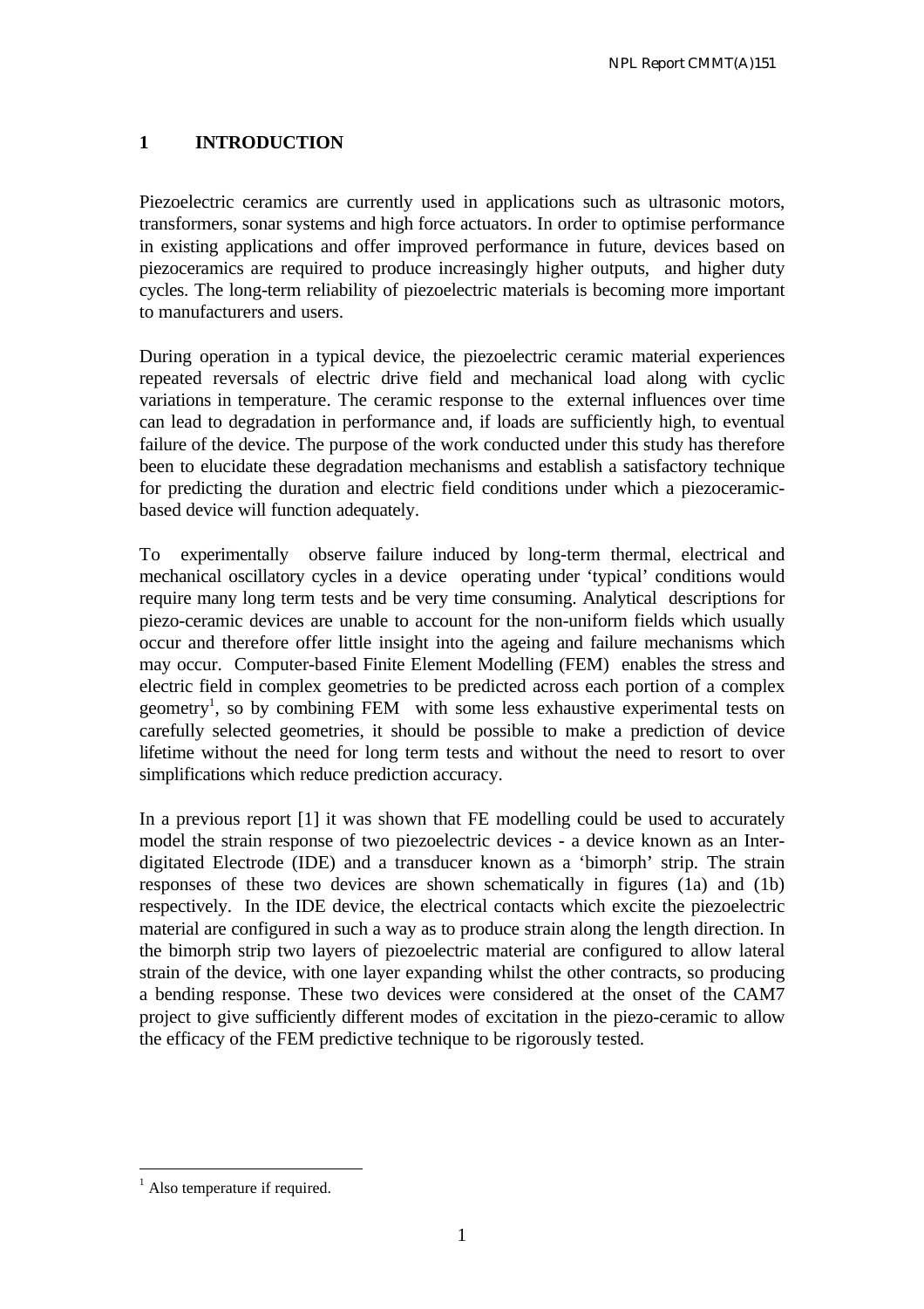# 1 INTRODUCTION

Piezoelectric ceramics are currently used in applications such as ultrasonic motors, transformers, sonar systems and high force actuators. In order to optimise performance in existing applications and offer improved performance in future, devices based on piezoceramics are required to produce increasingly higher outputs, and higher duty cycles. The long-term reliability of piezoelectric materials is becoming more important to manufacturers and users.

During operation in a typical device, the piezoelectric ceramic material experiences repeated reversals of electric drive field and mechanical load along with cyclic variations in temperature. The ceramic response to the external influences over time can lead to degradation in performance and, if loads are sufficiently high, to eventual failure of the device. The purpose of the work conducted under this study has therefore been to elucidate these degradation mechanisms and establish a satisfactory technique for predicting the duration and electric field conditions under which a piezoceramic-based device will function adequately.

To experimentally observe failure induced by long-term thermal, electrical and mechanical oscillatory cycles in a device operating under 'typical' conditions would require many long term tests and be very time consuming. Analytical descriptions for piezo-ceramic devices are unable to account for the non-uniform fields which usually occur and therefore offer little insight into the ageing and failure mechanisms which may occur. Computer-based Finite Element Modelling (FEM) enables the stress and electric field in complex geometries to be predicted across each portion of a complex geometry[1], so by combining FEM with some less exhaustive experimental tests on carefully selected geometries, it should be possible to make a prediction of device lifetime without the need for long term tests and without the need to resort to over simplifications which reduce prediction accuracy.

In a previous report [1] it was shown that FE modelling could be used to accurately model the strain response of two piezoelectric devices - a device known as an Inter-digitated Electrode (IDE) and a transducer known as a 'bimorph' strip. The strain responses of these two devices are shown schematically in figures (1a) and (1b) respectively. In the IDE device, the electrical contacts which excite the piezoelectric material are configured in such a way as to produce strain along the length direction. In the bimorph strip two layers of piezoelectric material are configured to allow lateral strain of the device, with one layer expanding whilst the other contracts, so producing a bending response. These two devices were considered at the onset of the CAM7 project to give sufficiently different modes of excitation in the piezo-ceramic to allow the efficacy of the FEM predictive technique to be rigorously tested.

---

[1] Also temperature if required.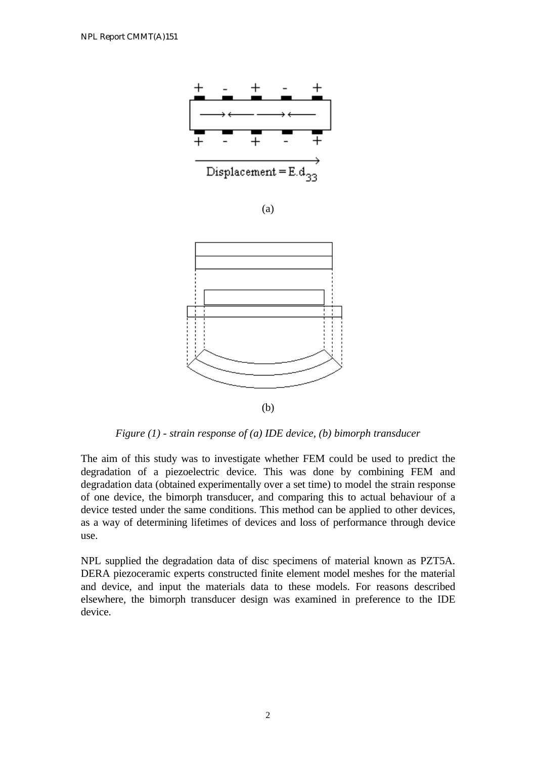Displacement = E.$d_{33}$

(a)

(b)

*Figure (1) - strain response of (a) IDE device, (b) bimorph transducer*

The aim of this study was to investigate whether FEM could be used to predict the degradation of a piezoelectric device. This was done by combining FEM and degradation data (obtained experimentally over a set time) to model the strain response of one device, the bimorph transducer, and comparing this to actual behaviour of a device tested under the same conditions. This method can be applied to other devices, as a way of determining lifetimes of devices and loss of performance through device use.

NPL supplied the degradation data of disc specimens of material known as PZT5A. DERA piezoceramic experts constructed finite element model meshes for the material and device, and input the materials data to these models. For reasons described elsewhere, the bimorph transducer design was examined in preference to the IDE device.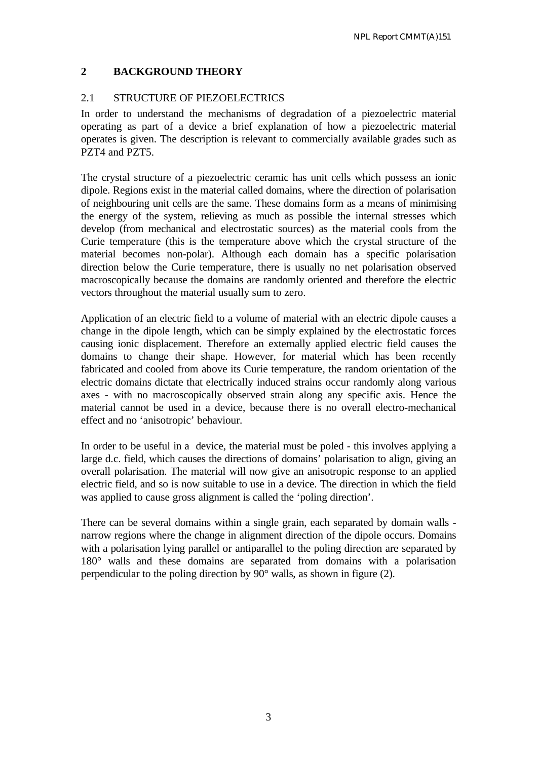## 2 BACKGROUND THEORY

### 2.1 STRUCTURE OF PIEZOELECTRICS

In order to understand the mechanisms of degradation of a piezoelectric material operating as part of a device a brief explanation of how a piezoelectric material operates is given. The description is relevant to commercially available grades such as PZT4 and PZT5.

The crystal structure of a piezoelectric ceramic has unit cells which possess an ionic dipole. Regions exist in the material called domains, where the direction of polarisation of neighbouring unit cells are the same. These domains form as a means of minimising the energy of the system, relieving as much as possible the internal stresses which develop (from mechanical and electrostatic sources) as the material cools from the Curie temperature (this is the temperature above which the crystal structure of the material becomes non-polar). Although each domain has a specific polarisation direction below the Curie temperature, there is usually no net polarisation observed macroscopically because the domains are randomly oriented and therefore the electric vectors throughout the material usually sum to zero.

Application of an electric field to a volume of material with an electric dipole causes a change in the dipole length, which can be simply explained by the electrostatic forces causing ionic displacement. Therefore an externally applied electric field causes the domains to change their shape. However, for material which has been recently fabricated and cooled from above its Curie temperature, the random orientation of the electric domains dictate that electrically induced strains occur randomly along various axes - with no macroscopically observed strain along any specific axis. Hence the material cannot be used in a device, because there is no overall electro-mechanical effect and no 'anisotropic' behaviour.

In order to be useful in a device, the material must be poled - this involves applying a large d.c. field, which causes the directions of domains' polarisation to align, giving an overall polarisation. The material will now give an anisotropic response to an applied electric field, and so is now suitable to use in a device. The direction in which the field was applied to cause gross alignment is called the 'poling direction'.

There can be several domains within a single grain, each separated by domain walls - narrow regions where the change in alignment direction of the dipole occurs. Domains with a polarisation lying parallel or antiparallel to the poling direction are separated by 180° walls and these domains are separated from domains with a polarisation perpendicular to the poling direction by 90° walls, as shown in figure (2).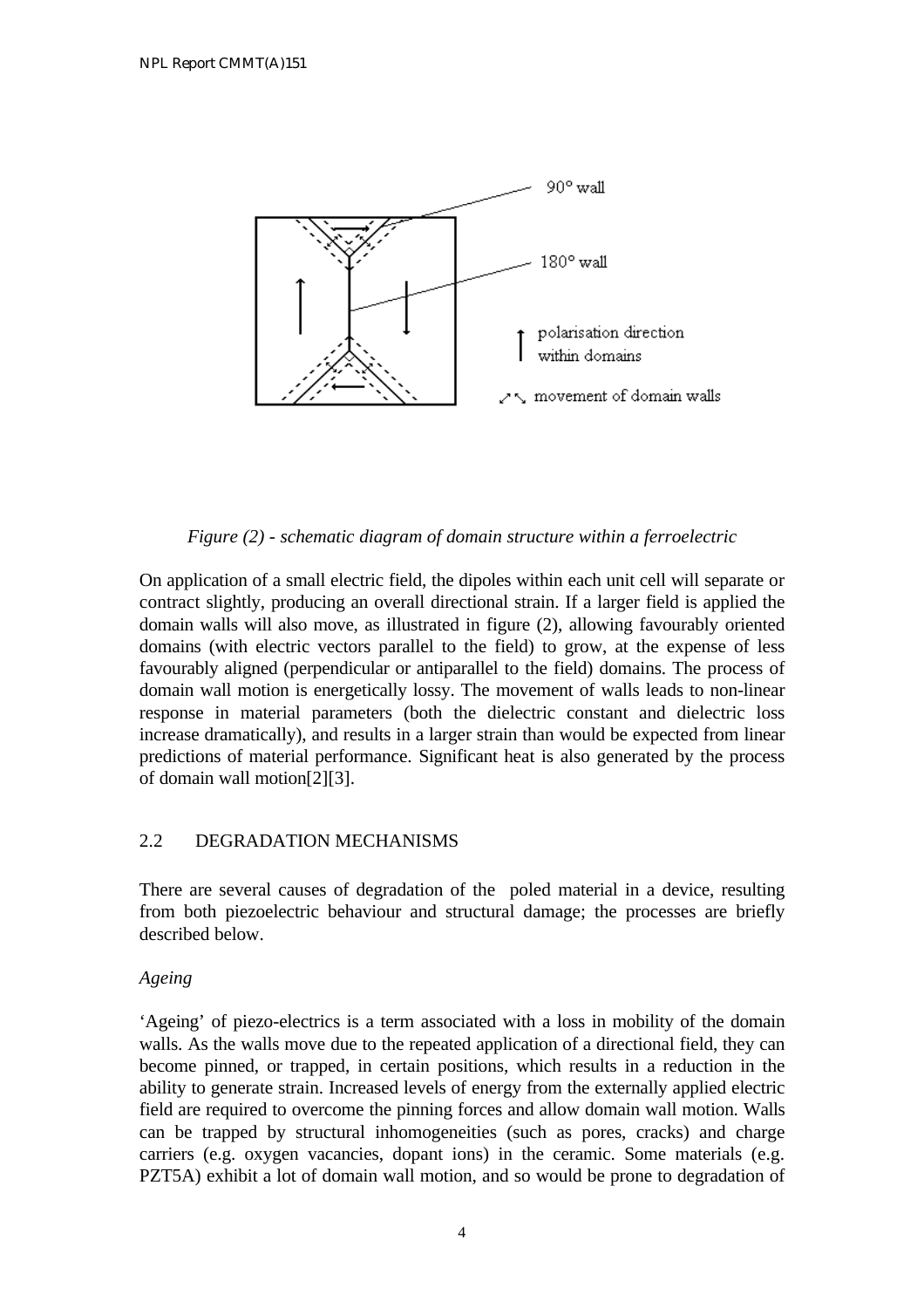*Figure (2) - schematic diagram of domain structure within a ferroelectric*

On application of a small electric field, the dipoles within each unit cell will separate or contract slightly, producing an overall directional strain. If a larger field is applied the domain walls will also move, as illustrated in figure (2), allowing favourably oriented domains (with electric vectors parallel to the field) to grow, at the expense of less favourably aligned (perpendicular or antiparallel to the field) domains. The process of domain wall motion is energetically lossy. The movement of walls leads to non-linear response in material parameters (both the dielectric constant and dielectric loss increase dramatically), and results in a larger strain than would be expected from linear predictions of material performance. Significant heat is also generated by the process of domain wall motion[2][3].

## 2.2 DEGRADATION MECHANISMS

There are several causes of degradation of the poled material in a device, resulting from both piezoelectric behaviour and structural damage; the processes are briefly described below.

*Ageing*

'Ageing' of piezo-electrics is a term associated with a loss in mobility of the domain walls. As the walls move due to the repeated application of a directional field, they can become pinned, or trapped, in certain positions, which results in a reduction in the ability to generate strain. Increased levels of energy from the externally applied electric field are required to overcome the pinning forces and allow domain wall motion. Walls can be trapped by structural inhomogeneities (such as pores, cracks) and charge carriers (e.g. oxygen vacancies, dopant ions) in the ceramic. Some materials (e.g. PZT5A) exhibit a lot of domain wall motion, and so would be prone to degradation of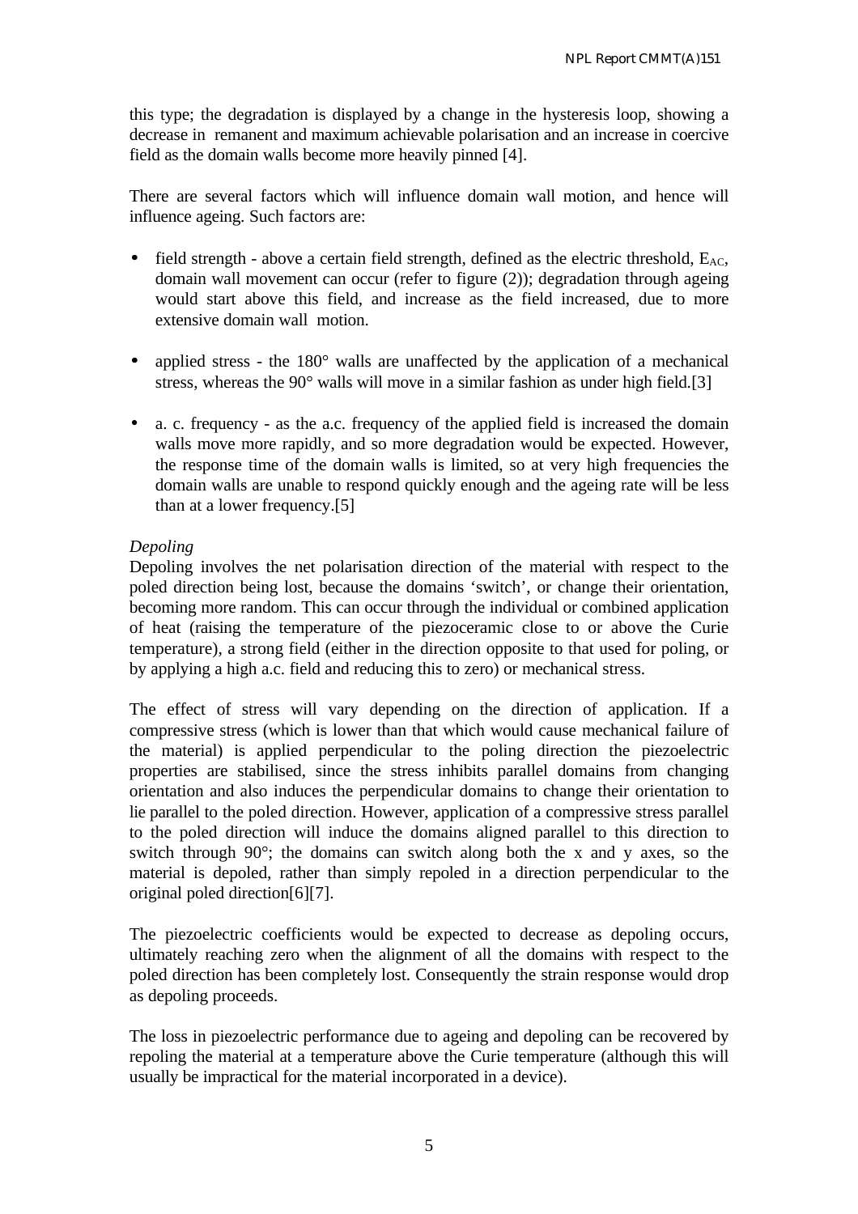this type; the degradation is displayed by a change in the hysteresis loop, showing a decrease in remanent and maximum achievable polarisation and an increase in coercive field as the domain walls become more heavily pinned [4].

There are several factors which will influence domain wall motion, and hence will influence ageing. Such factors are:

- field strength - above a certain field strength, defined as the electric threshold, $E_{AC}$, domain wall movement can occur (refer to figure (2)); degradation through ageing would start above this field, and increase as the field increased, due to more extensive domain wall motion.
- applied stress - the 180° walls are unaffected by the application of a mechanical stress, whereas the 90° walls will move in a similar fashion as under high field.[3]
- a. c. frequency - as the a.c. frequency of the applied field is increased the domain walls move more rapidly, and so more degradation would be expected. However, the response time of the domain walls is limited, so at very high frequencies the domain walls are unable to respond quickly enough and the ageing rate will be less than at a lower frequency.[5]

*Depoling*

Depoling involves the net polarisation direction of the material with respect to the poled direction being lost, because the domains 'switch', or change their orientation, becoming more random. This can occur through the individual or combined application of heat (raising the temperature of the piezoceramic close to or above the Curie temperature), a strong field (either in the direction opposite to that used for poling, or by applying a high a.c. field and reducing this to zero) or mechanical stress.

The effect of stress will vary depending on the direction of application. If a compressive stress (which is lower than that which would cause mechanical failure of the material) is applied perpendicular to the poling direction the piezoelectric properties are stabilised, since the stress inhibits parallel domains from changing orientation and also induces the perpendicular domains to change their orientation to lie parallel to the poled direction. However, application of a compressive stress parallel to the poled direction will induce the domains aligned parallel to this direction to switch through 90°; the domains can switch along both the x and y axes, so the material is depoled, rather than simply repoled in a direction perpendicular to the original poled direction[6][7].

The piezoelectric coefficients would be expected to decrease as depoling occurs, ultimately reaching zero when the alignment of all the domains with respect to the poled direction has been completely lost. Consequently the strain response would drop as depoling proceeds.

The loss in piezoelectric performance due to ageing and depoling can be recovered by repoling the material at a temperature above the Curie temperature (although this will usually be impractical for the material incorporated in a device).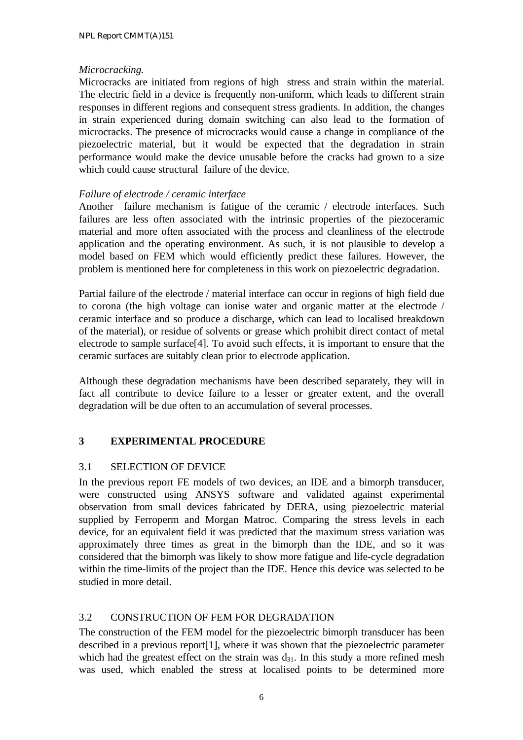*Microcracking.*
Microcracks are initiated from regions of high stress and strain within the material. The electric field in a device is frequently non-uniform, which leads to different strain responses in different regions and consequent stress gradients. In addition, the changes in strain experienced during domain switching can also lead to the formation of microcracks. The presence of microcracks would cause a change in compliance of the piezoelectric material, but it would be expected that the degradation in strain performance would make the device unusable before the cracks had grown to a size which could cause structural failure of the device.

*Failure of electrode / ceramic interface*
Another failure mechanism is fatigue of the ceramic / electrode interfaces. Such failures are less often associated with the intrinsic properties of the piezoceramic material and more often associated with the process and cleanliness of the electrode application and the operating environment. As such, it is not plausible to develop a model based on FEM which would efficiently predict these failures. However, the problem is mentioned here for completeness in this work on piezoelectric degradation.

Partial failure of the electrode / material interface can occur in regions of high field due to corona (the high voltage can ionise water and organic matter at the electrode / ceramic interface and so produce a discharge, which can lead to localised breakdown of the material), or residue of solvents or grease which prohibit direct contact of metal electrode to sample surface[4]. To avoid such effects, it is important to ensure that the ceramic surfaces are suitably clean prior to electrode application.

Although these degradation mechanisms have been described separately, they will in fact all contribute to device failure to a lesser or greater extent, and the overall degradation will be due often to an accumulation of several processes.

## 3 EXPERIMENTAL PROCEDURE

### 3.1 SELECTION OF DEVICE

In the previous report FE models of two devices, an IDE and a bimorph transducer, were constructed using ANSYS software and validated against experimental observation from small devices fabricated by DERA, using piezoelectric material supplied by Ferroperm and Morgan Matroc. Comparing the stress levels in each device, for an equivalent field it was predicted that the maximum stress variation was approximately three times as great in the bimorph than the IDE, and so it was considered that the bimorph was likely to show more fatigue and life-cycle degradation within the time-limits of the project than the IDE. Hence this device was selected to be studied in more detail.

### 3.2 CONSTRUCTION OF FEM FOR DEGRADATION

The construction of the FEM model for the piezoelectric bimorph transducer has been described in a previous report[1], where it was shown that the piezoelectric parameter which had the greatest effect on the strain was $d_{31}$. In this study a more refined mesh was used, which enabled the stress at localised points to be determined more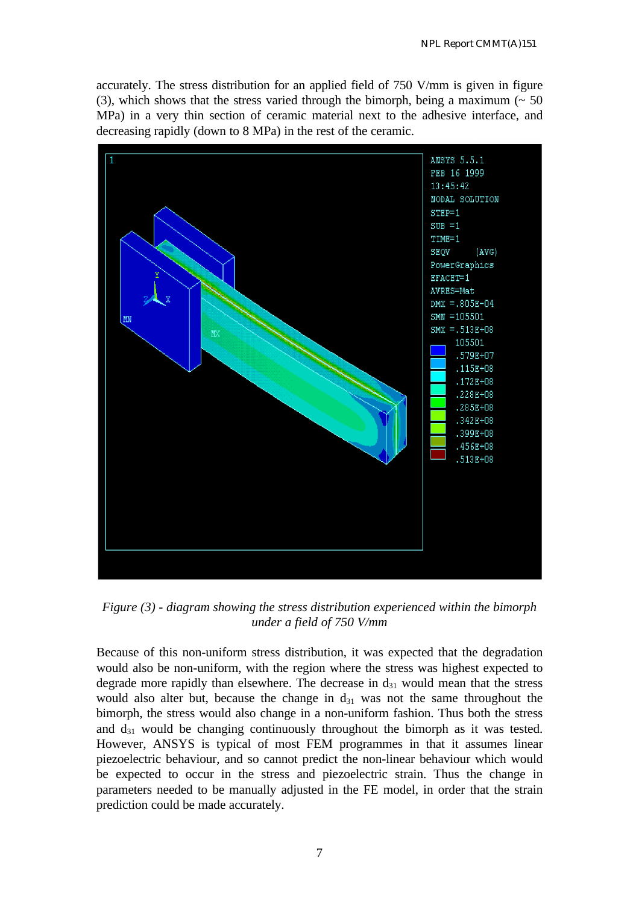accurately. The stress distribution for an applied field of 750 V/mm is given in figure (3), which shows that the stress varied through the bimorph, being a maximum (~ 50 MPa) in a very thin section of ceramic material next to the adhesive interface, and decreasing rapidly (down to 8 MPa) in the rest of the ceramic.

*Figure (3) - diagram showing the stress distribution experienced within the bimorph under a field of 750 V/mm*

Because of this non-uniform stress distribution, it was expected that the degradation would also be non-uniform, with the region where the stress was highest expected to degrade more rapidly than elsewhere. The decrease in $d_{31}$ would mean that the stress would also alter but, because the change in $d_{31}$ was not the same throughout the bimorph, the stress would also change in a non-uniform fashion. Thus both the stress and $d_{31}$ would be changing continuously throughout the bimorph as it was tested. However, ANSYS is typical of most FEM programmes in that it assumes linear piezoelectric behaviour, and so cannot predict the non-linear behaviour which would be expected to occur in the stress and piezoelectric strain. Thus the change in parameters needed to be manually adjusted in the FE model, in order that the strain prediction could be made accurately.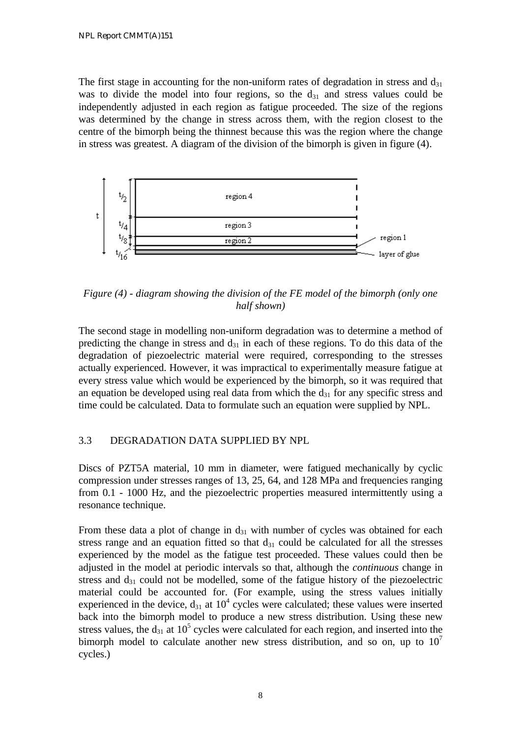The first stage in accounting for the non-uniform rates of degradation in stress and $d_{31}$ was to divide the model into four regions, so the $d_{31}$ and stress values could be independently adjusted in each region as fatigue proceeded. The size of the regions was determined by the change in stress across them, with the region closest to the centre of the bimorph being the thinnest because this was the region where the change in stress was greatest. A diagram of the division of the bimorph is given in figure (4).

*Figure (4) - diagram showing the division of the FE model of the bimorph (only one half shown)*

The second stage in modelling non-uniform degradation was to determine a method of predicting the change in stress and $d_{31}$ in each of these regions. To do this data of the degradation of piezoelectric material were required, corresponding to the stresses actually experienced. However, it was impractical to experimentally measure fatigue at every stress value which would be experienced by the bimorph, so it was required that an equation be developed using real data from which the $d_{31}$ for any specific stress and time could be calculated. Data to formulate such an equation were supplied by NPL.

## 3.3 DEGRADATION DATA SUPPLIED BY NPL

Discs of PZT5A material, 10 mm in diameter, were fatigued mechanically by cyclic compression under stresses ranges of 13, 25, 64, and 128 MPa and frequencies ranging from 0.1 - 1000 Hz, and the piezoelectric properties measured intermittently using a resonance technique.

From these data a plot of change in $d_{31}$ with number of cycles was obtained for each stress range and an equation fitted so that $d_{31}$ could be calculated for all the stresses experienced by the model as the fatigue test proceeded. These values could then be adjusted in the model at periodic intervals so that, although the *continuous* change in stress and $d_{31}$ could not be modelled, some of the fatigue history of the piezoelectric material could be accounted for. (For example, using the stress values initially experienced in the device, $d_{31}$ at $10^4$ cycles were calculated; these values were inserted back into the bimorph model to produce a new stress distribution. Using these new stress values, the $d_{31}$ at $10^5$ cycles were calculated for each region, and inserted into the bimorph model to calculate another new stress distribution, and so on, up to $10^7$ cycles.)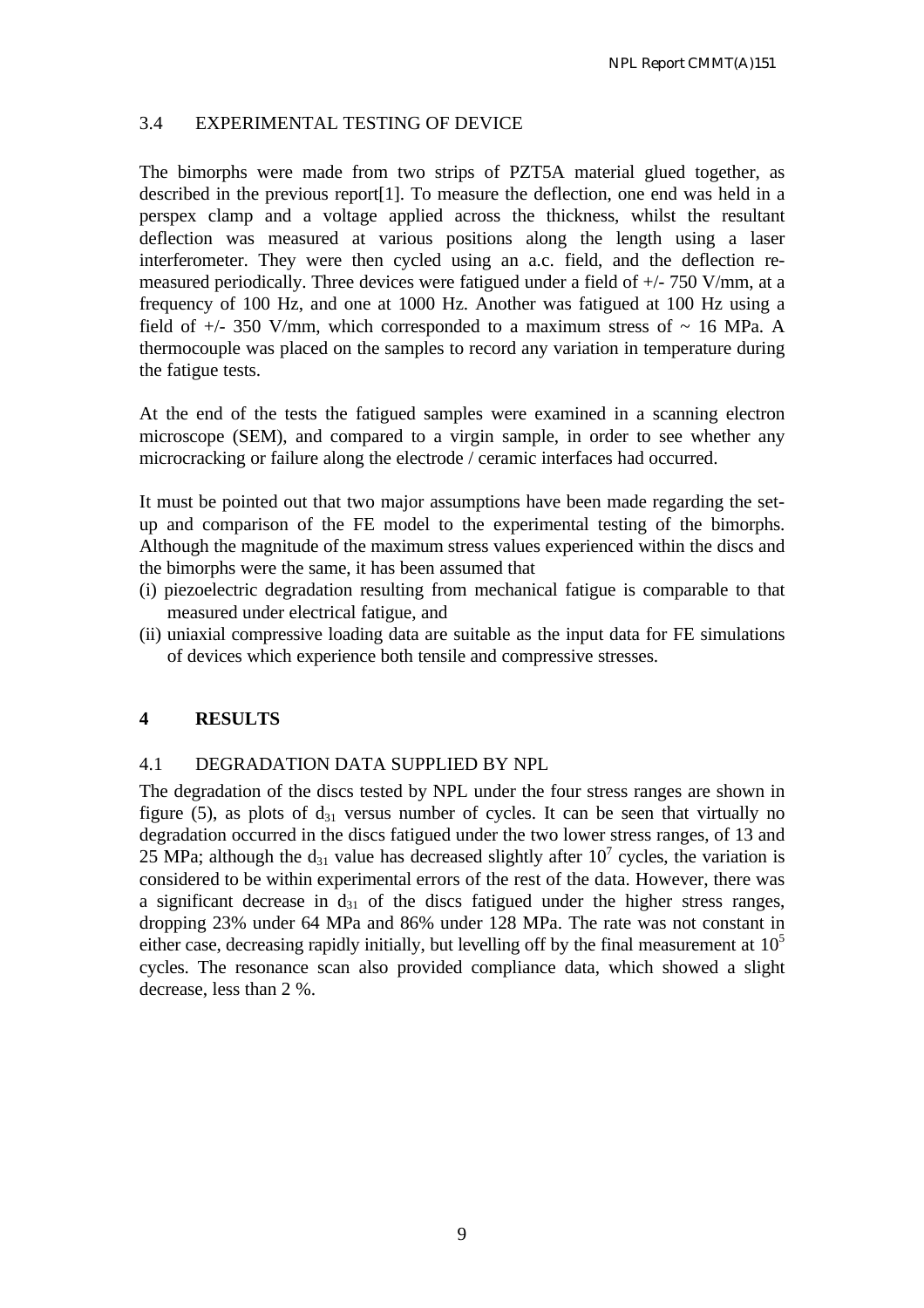### 3.4 EXPERIMENTAL TESTING OF DEVICE

The bimorphs were made from two strips of PZT5A material glued together, as described in the previous report[1]. To measure the deflection, one end was held in a perspex clamp and a voltage applied across the thickness, whilst the resultant deflection was measured at various positions along the length using a laser interferometer. They were then cycled using an a.c. field, and the deflection re-measured periodically. Three devices were fatigued under a field of +/- 750 V/mm, at a frequency of 100 Hz, and one at 1000 Hz. Another was fatigued at 100 Hz using a field of +/- 350 V/mm, which corresponded to a maximum stress of ~ 16 MPa. A thermocouple was placed on the samples to record any variation in temperature during the fatigue tests.

At the end of the tests the fatigued samples were examined in a scanning electron microscope (SEM), and compared to a virgin sample, in order to see whether any microcracking or failure along the electrode / ceramic interfaces had occurred.

It must be pointed out that two major assumptions have been made regarding the set-up and comparison of the FE model to the experimental testing of the bimorphs. Although the magnitude of the maximum stress values experienced within the discs and the bimorphs were the same, it has been assumed that

(i) piezoelectric degradation resulting from mechanical fatigue is comparable to that measured under electrical fatigue, and
(ii) uniaxial compressive loading data are suitable as the input data for FE simulations of devices which experience both tensile and compressive stresses.

## 4 RESULTS

### 4.1 DEGRADATION DATA SUPPLIED BY NPL

The degradation of the discs tested by NPL under the four stress ranges are shown in figure (5), as plots of $d_{31}$ versus number of cycles. It can be seen that virtually no degradation occurred in the discs fatigued under the two lower stress ranges, of 13 and 25 MPa; although the $d_{31}$ value has decreased slightly after $10^7$ cycles, the variation is considered to be within experimental errors of the rest of the data. However, there was a significant decrease in $d_{31}$ of the discs fatigued under the higher stress ranges, dropping 23% under 64 MPa and 86% under 128 MPa. The rate was not constant in either case, decreasing rapidly initially, but levelling off by the final measurement at $10^5$ cycles. The resonance scan also provided compliance data, which showed a slight decrease, less than 2 %.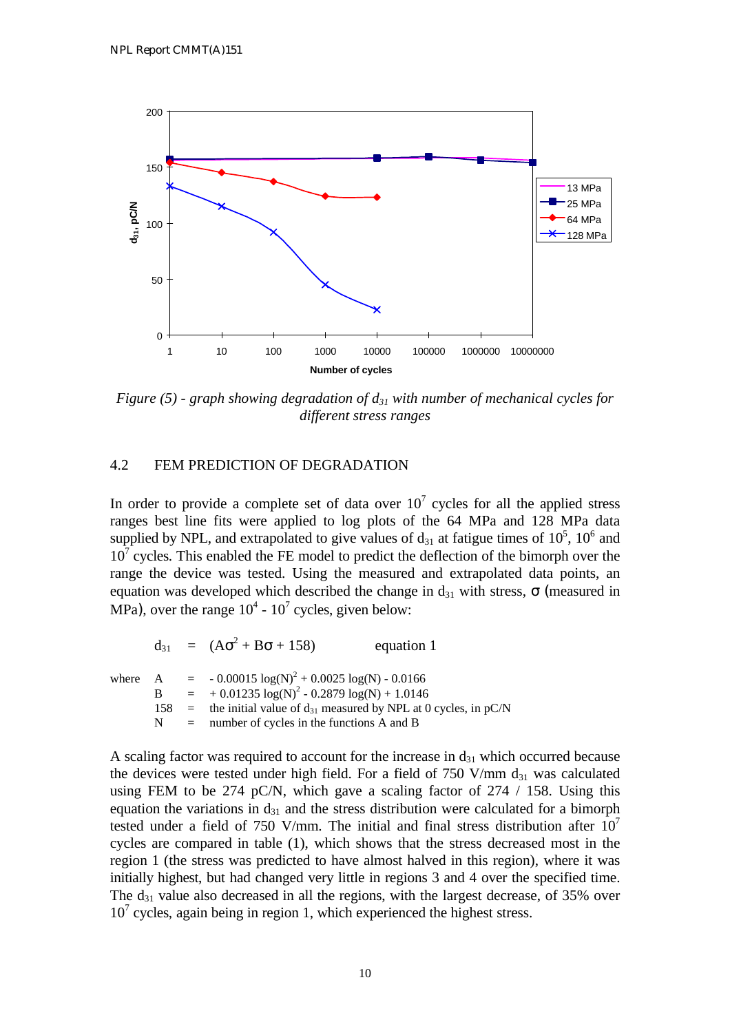*Figure (5) - graph showing degradation of $d_{31}$ with number of mechanical cycles for different stress ranges*

## 4.2 FEM PREDICTION OF DEGRADATION

In order to provide a complete set of data over $10^7$ cycles for all the applied stress ranges best line fits were applied to log plots of the 64 MPa and 128 MPa data supplied by NPL, and extrapolated to give values of $d_{31}$ at fatigue times of $10^5$, $10^6$ and $10^7$ cycles. This enabled the FE model to predict the deflection of the bimorph over the range the device was tested. Using the measured and extrapolated data points, an equation was developed which described the change in $d_{31}$ with stress, $\sigma$ (measured in MPa), over the range $10^4$ - $10^7$ cycles, given below:

$$d_{31} = (A\sigma^2 + B\sigma + 158) \qquad \text{equation 1}$$

where

$A = -0.00015 \log(N)^2 + 0.0025 \log(N) - 0.0166$

$B = +0.01235 \log(N)^2 - 0.2879 \log(N) + 1.0146$

158 = the initial value of $d_{31}$ measured by NPL at 0 cycles, in pC/N

N = number of cycles in the functions A and B

A scaling factor was required to account for the increase in $d_{31}$ which occurred because the devices were tested under high field. For a field of 750 V/mm $d_{31}$ was calculated using FEM to be 274 pC/N, which gave a scaling factor of 274 / 158. Using this equation the variations in $d_{31}$ and the stress distribution were calculated for a bimorph tested under a field of 750 V/mm. The initial and final stress distribution after $10^7$ cycles are compared in table (1), which shows that the stress decreased most in the region 1 (the stress was predicted to have almost halved in this region), where it was initially highest, but had changed very little in regions 3 and 4 over the specified time. The $d_{31}$ value also decreased in all the regions, with the largest decrease, of 35% over $10^7$ cycles, again being in region 1, which experienced the highest stress.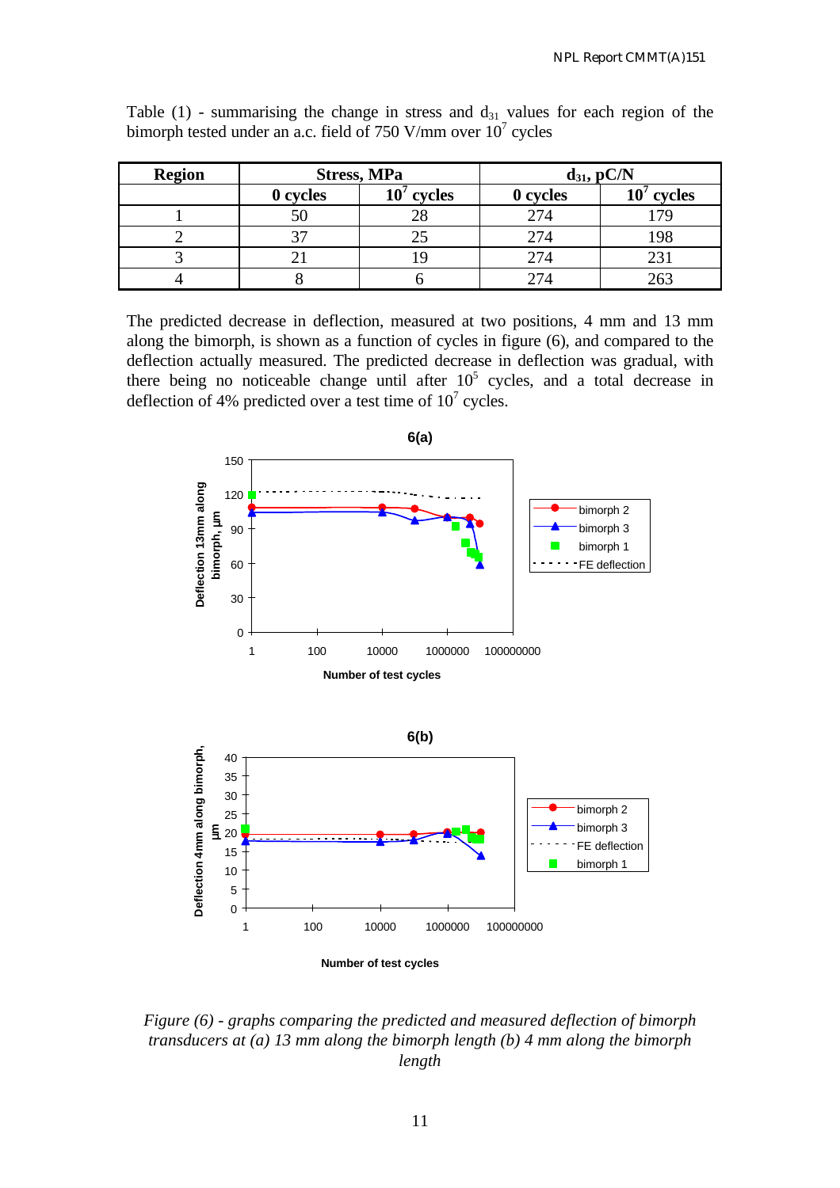Table (1) - summarising the change in stress and $d_{31}$ values for each region of the bimorph tested under an a.c. field of 750 V/mm over $10^7$ cycles

| Region | Stress, MPa | | $d_{31}$, pC/N | |
|---|---|---|---|---|
| | 0 cycles | $10^7$ cycles | 0 cycles | $10^7$ cycles |
| 1 | 50 | 28 | 274 | 179 |
| 2 | 37 | 25 | 274 | 198 |
| 3 | 21 | 19 | 274 | 231 |
| 4 | 8 | 6 | 274 | 263 |

The predicted decrease in deflection, measured at two positions, 4 mm and 13 mm along the bimorph, is shown as a function of cycles in figure (6), and compared to the deflection actually measured. The predicted decrease in deflection was gradual, with there being no noticeable change until after $10^5$ cycles, and a total decrease in deflection of 4% predicted over a test time of $10^7$ cycles.

*Figure (6) - graphs comparing the predicted and measured deflection of bimorph transducers at (a) 13 mm along the bimorph length (b) 4 mm along the bimorph length*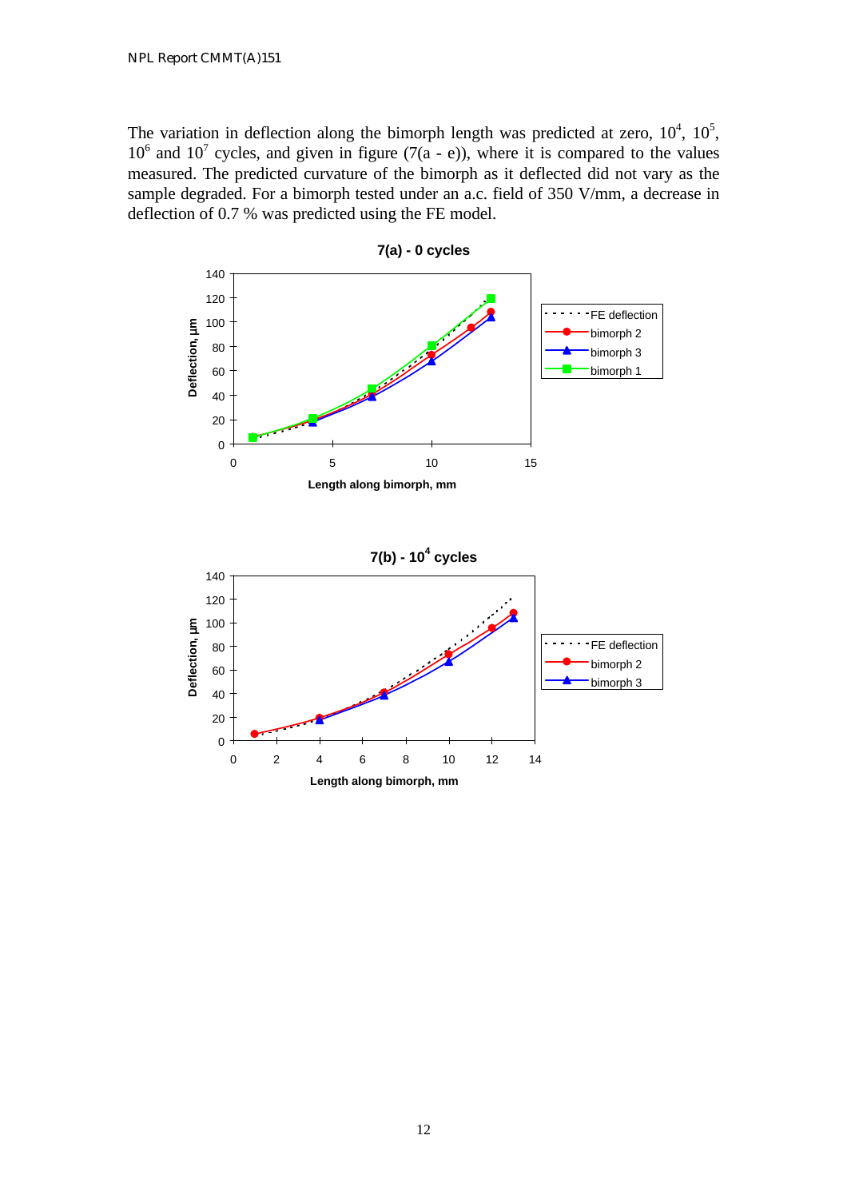The variation in deflection along the bimorph length was predicted at zero, $10^4$, $10^5$, $10^6$ and $10^7$ cycles, and given in figure (7(a - e)), where it is compared to the values measured. The predicted curvature of the bimorph as it deflected did not vary as the sample degraded. For a bimorph tested under an a.c. field of 350 V/mm, a decrease in deflection of 0.7 % was predicted using the FE model.

**7(a) - 0 cycles**

**7(b) - $10^4$ cycles**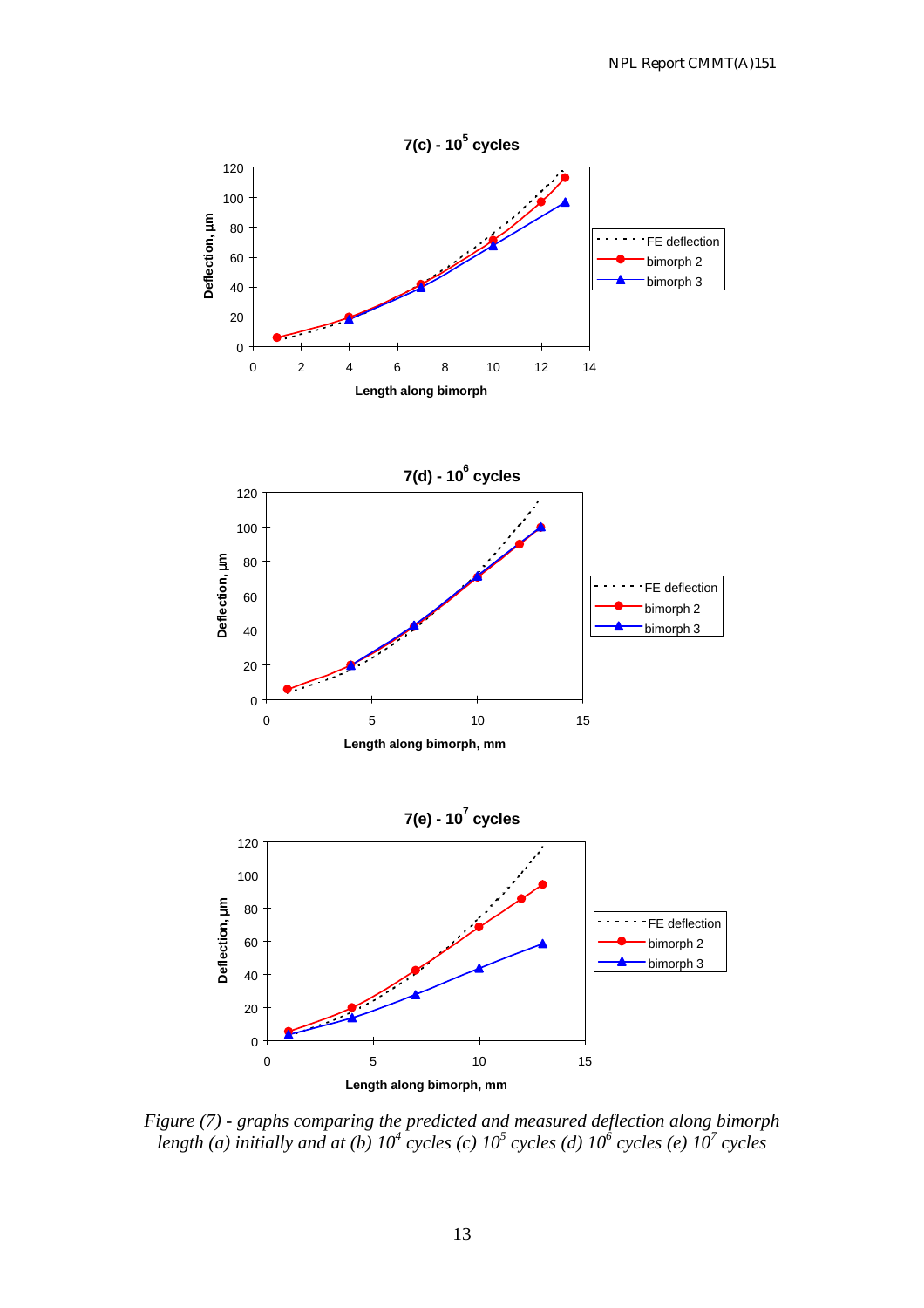*Figure (7) - graphs comparing the predicted and measured deflection along bimorph length (a) initially and at (b) $10^4$ cycles (c) $10^5$ cycles (d) $10^6$ cycles (e) $10^7$ cycles*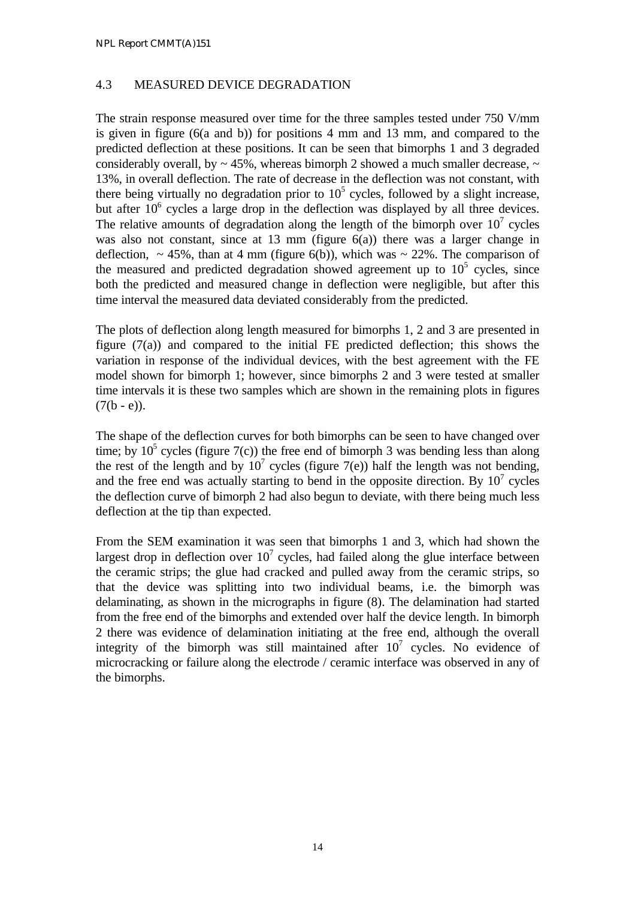## 4.3 MEASURED DEVICE DEGRADATION

The strain response measured over time for the three samples tested under 750 V/mm is given in figure (6(a and b)) for positions 4 mm and 13 mm, and compared to the predicted deflection at these positions. It can be seen that bimorphs 1 and 3 degraded considerably overall, by ~ 45%, whereas bimorph 2 showed a much smaller decrease, ~ 13%, in overall deflection. The rate of decrease in the deflection was not constant, with there being virtually no degradation prior to $10^5$ cycles, followed by a slight increase, but after $10^6$ cycles a large drop in the deflection was displayed by all three devices. The relative amounts of degradation along the length of the bimorph over $10^7$ cycles was also not constant, since at 13 mm (figure 6(a)) there was a larger change in deflection, ~ 45%, than at 4 mm (figure 6(b)), which was ~ 22%. The comparison of the measured and predicted degradation showed agreement up to $10^5$ cycles, since both the predicted and measured change in deflection were negligible, but after this time interval the measured data deviated considerably from the predicted.

The plots of deflection along length measured for bimorphs 1, 2 and 3 are presented in figure (7(a)) and compared to the initial FE predicted deflection; this shows the variation in response of the individual devices, with the best agreement with the FE model shown for bimorph 1; however, since bimorphs 2 and 3 were tested at smaller time intervals it is these two samples which are shown in the remaining plots in figures (7(b - e)).

The shape of the deflection curves for both bimorphs can be seen to have changed over time; by $10^5$ cycles (figure 7(c)) the free end of bimorph 3 was bending less than along the rest of the length and by $10^7$ cycles (figure 7(e)) half the length was not bending, and the free end was actually starting to bend in the opposite direction. By $10^7$ cycles the deflection curve of bimorph 2 had also begun to deviate, with there being much less deflection at the tip than expected.

From the SEM examination it was seen that bimorphs 1 and 3, which had shown the largest drop in deflection over $10^7$ cycles, had failed along the glue interface between the ceramic strips; the glue had cracked and pulled away from the ceramic strips, so that the device was splitting into two individual beams, i.e. the bimorph was delaminating, as shown in the micrographs in figure (8). The delamination had started from the free end of the bimorphs and extended over half the device length. In bimorph 2 there was evidence of delamination initiating at the free end, although the overall integrity of the bimorph was still maintained after $10^7$ cycles. No evidence of microcracking or failure along the electrode / ceramic interface was observed in any of the bimorphs.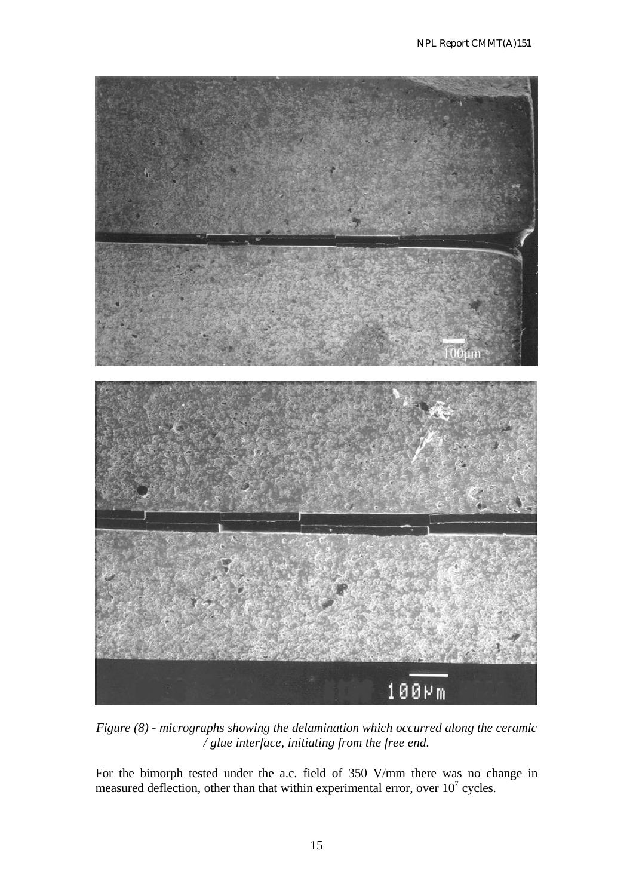*Figure (8) - micrographs showing the delamination which occurred along the ceramic / glue interface, initiating from the free end.*

For the bimorph tested under the a.c. field of 350 V/mm there was no change in measured deflection, other than that within experimental error, over $10^7$ cycles.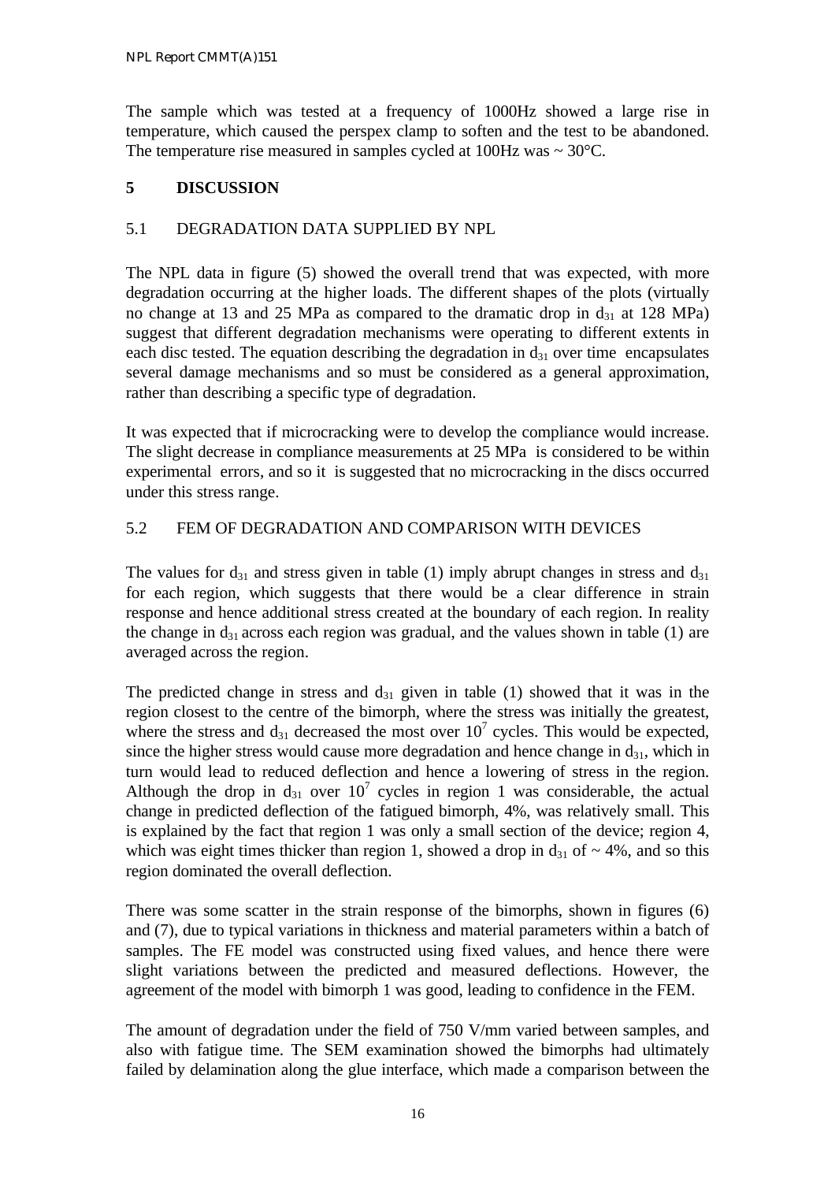The sample which was tested at a frequency of 1000Hz showed a large rise in temperature, which caused the perspex clamp to soften and the test to be abandoned. The temperature rise measured in samples cycled at 100Hz was ~ 30°C.

## 5 DISCUSSION

### 5.1 DEGRADATION DATA SUPPLIED BY NPL

The NPL data in figure (5) showed the overall trend that was expected, with more degradation occurring at the higher loads. The different shapes of the plots (virtually no change at 13 and 25 MPa as compared to the dramatic drop in $d_{31}$ at 128 MPa) suggest that different degradation mechanisms were operating to different extents in each disc tested. The equation describing the degradation in $d_{31}$ over time encapsulates several damage mechanisms and so must be considered as a general approximation, rather than describing a specific type of degradation.

It was expected that if microcracking were to develop the compliance would increase. The slight decrease in compliance measurements at 25 MPa is considered to be within experimental errors, and so it is suggested that no microcracking in the discs occurred under this stress range.

### 5.2 FEM OF DEGRADATION AND COMPARISON WITH DEVICES

The values for $d_{31}$ and stress given in table (1) imply abrupt changes in stress and $d_{31}$ for each region, which suggests that there would be a clear difference in strain response and hence additional stress created at the boundary of each region. In reality the change in $d_{31}$ across each region was gradual, and the values shown in table (1) are averaged across the region.

The predicted change in stress and $d_{31}$ given in table (1) showed that it was in the region closest to the centre of the bimorph, where the stress was initially the greatest, where the stress and $d_{31}$ decreased the most over $10^7$ cycles. This would be expected, since the higher stress would cause more degradation and hence change in $d_{31}$, which in turn would lead to reduced deflection and hence a lowering of stress in the region. Although the drop in $d_{31}$ over $10^7$ cycles in region 1 was considerable, the actual change in predicted deflection of the fatigued bimorph, 4%, was relatively small. This is explained by the fact that region 1 was only a small section of the device; region 4, which was eight times thicker than region 1, showed a drop in $d_{31}$ of ~ 4%, and so this region dominated the overall deflection.

There was some scatter in the strain response of the bimorphs, shown in figures (6) and (7), due to typical variations in thickness and material parameters within a batch of samples. The FE model was constructed using fixed values, and hence there were slight variations between the predicted and measured deflections. However, the agreement of the model with bimorph 1 was good, leading to confidence in the FEM.

The amount of degradation under the field of 750 V/mm varied between samples, and also with fatigue time. The SEM examination showed the bimorphs had ultimately failed by delamination along the glue interface, which made a comparison between the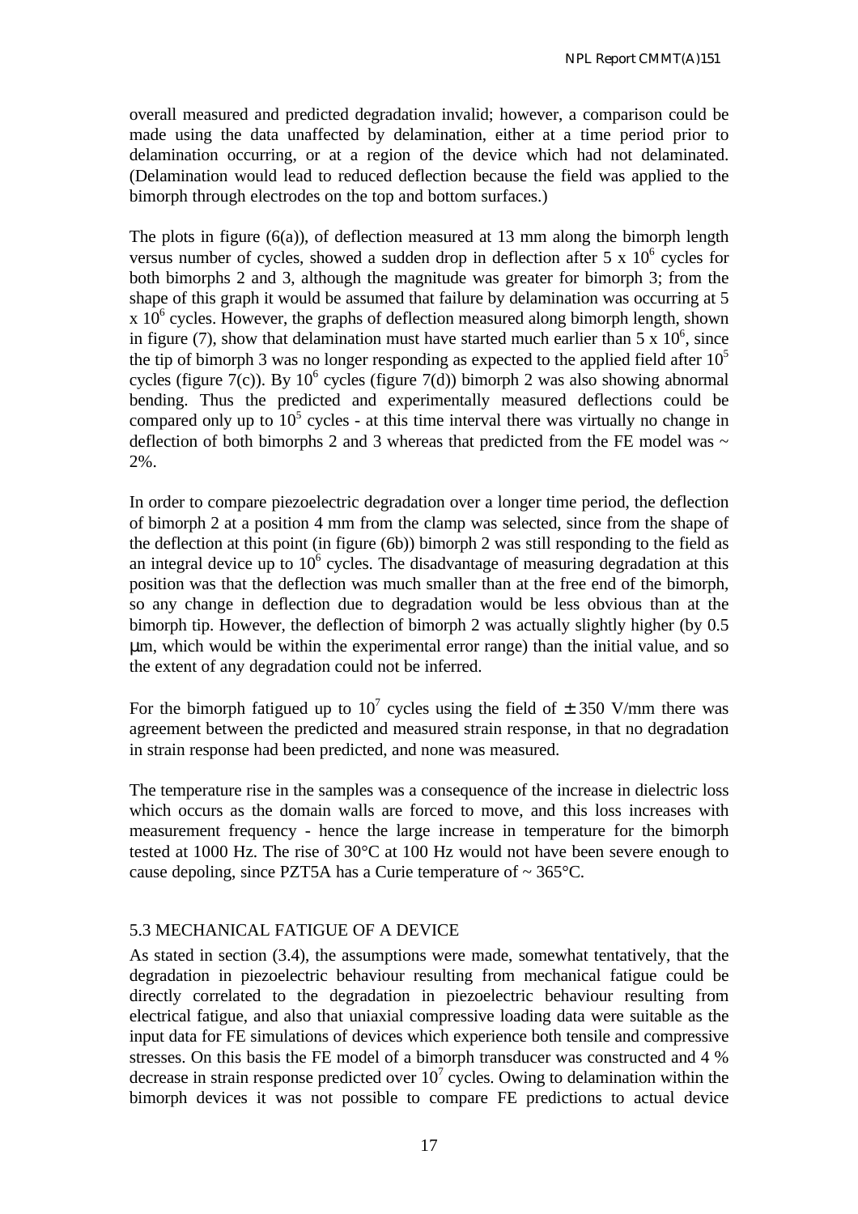overall measured and predicted degradation invalid; however, a comparison could be made using the data unaffected by delamination, either at a time period prior to delamination occurring, or at a region of the device which had not delaminated. (Delamination would lead to reduced deflection because the field was applied to the bimorph through electrodes on the top and bottom surfaces.)

The plots in figure (6(a)), of deflection measured at 13 mm along the bimorph length versus number of cycles, showed a sudden drop in deflection after 5 x $10^6$ cycles for both bimorphs 2 and 3, although the magnitude was greater for bimorph 3; from the shape of this graph it would be assumed that failure by delamination was occurring at 5 x $10^6$ cycles. However, the graphs of deflection measured along bimorph length, shown in figure (7), show that delamination must have started much earlier than 5 x $10^6$, since the tip of bimorph 3 was no longer responding as expected to the applied field after $10^5$ cycles (figure 7(c)). By $10^6$ cycles (figure 7(d)) bimorph 2 was also showing abnormal bending. Thus the predicted and experimentally measured deflections could be compared only up to $10^5$ cycles - at this time interval there was virtually no change in deflection of both bimorphs 2 and 3 whereas that predicted from the FE model was ~ 2%.

In order to compare piezoelectric degradation over a longer time period, the deflection of bimorph 2 at a position 4 mm from the clamp was selected, since from the shape of the deflection at this point (in figure (6b)) bimorph 2 was still responding to the field as an integral device up to $10^6$ cycles. The disadvantage of measuring degradation at this position was that the deflection was much smaller than at the free end of the bimorph, so any change in deflection due to degradation would be less obvious than at the bimorph tip. However, the deflection of bimorph 2 was actually slightly higher (by 0.5 μm, which would be within the experimental error range) than the initial value, and so the extent of any degradation could not be inferred.

For the bimorph fatigued up to $10^7$ cycles using the field of ± 350 V/mm there was agreement between the predicted and measured strain response, in that no degradation in strain response had been predicted, and none was measured.

The temperature rise in the samples was a consequence of the increase in dielectric loss which occurs as the domain walls are forced to move, and this loss increases with measurement frequency - hence the large increase in temperature for the bimorph tested at 1000 Hz. The rise of 30°C at 100 Hz would not have been severe enough to cause depoling, since PZT5A has a Curie temperature of ~ 365°C.

### 5.3 MECHANICAL FATIGUE OF A DEVICE

As stated in section (3.4), the assumptions were made, somewhat tentatively, that the degradation in piezoelectric behaviour resulting from mechanical fatigue could be directly correlated to the degradation in piezoelectric behaviour resulting from electrical fatigue, and also that uniaxial compressive loading data were suitable as the input data for FE simulations of devices which experience both tensile and compressive stresses. On this basis the FE model of a bimorph transducer was constructed and 4 % decrease in strain response predicted over $10^7$ cycles. Owing to delamination within the bimorph devices it was not possible to compare FE predictions to actual device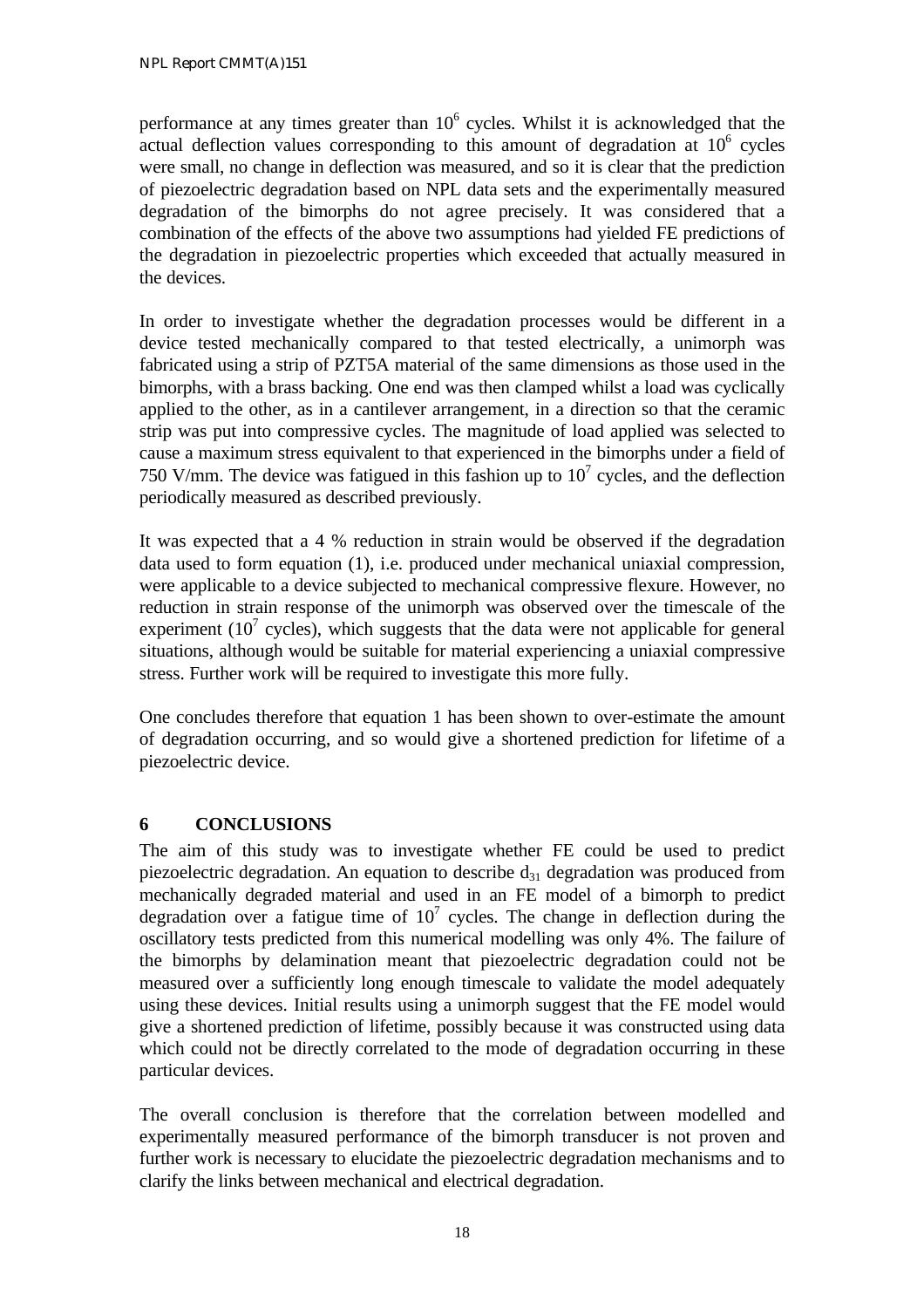performance at any times greater than $10^6$ cycles. Whilst it is acknowledged that the actual deflection values corresponding to this amount of degradation at $10^6$ cycles were small, no change in deflection was measured, and so it is clear that the prediction of piezoelectric degradation based on NPL data sets and the experimentally measured degradation of the bimorphs do not agree precisely. It was considered that a combination of the effects of the above two assumptions had yielded FE predictions of the degradation in piezoelectric properties which exceeded that actually measured in the devices.

In order to investigate whether the degradation processes would be different in a device tested mechanically compared to that tested electrically, a unimorph was fabricated using a strip of PZT5A material of the same dimensions as those used in the bimorphs, with a brass backing. One end was then clamped whilst a load was cyclically applied to the other, as in a cantilever arrangement, in a direction so that the ceramic strip was put into compressive cycles. The magnitude of load applied was selected to cause a maximum stress equivalent to that experienced in the bimorphs under a field of 750 V/mm. The device was fatigued in this fashion up to $10^7$ cycles, and the deflection periodically measured as described previously.

It was expected that a 4 % reduction in strain would be observed if the degradation data used to form equation (1), i.e. produced under mechanical uniaxial compression, were applicable to a device subjected to mechanical compressive flexure. However, no reduction in strain response of the unimorph was observed over the timescale of the experiment ($10^7$ cycles), which suggests that the data were not applicable for general situations, although would be suitable for material experiencing a uniaxial compressive stress. Further work will be required to investigate this more fully.

One concludes therefore that equation 1 has been shown to over-estimate the amount of degradation occurring, and so would give a shortened prediction for lifetime of a piezoelectric device.

## 6 CONCLUSIONS

The aim of this study was to investigate whether FE could be used to predict piezoelectric degradation. An equation to describe $d_{31}$ degradation was produced from mechanically degraded material and used in an FE model of a bimorph to predict degradation over a fatigue time of $10^7$ cycles. The change in deflection during the oscillatory tests predicted from this numerical modelling was only 4%. The failure of the bimorphs by delamination meant that piezoelectric degradation could not be measured over a sufficiently long enough timescale to validate the model adequately using these devices. Initial results using a unimorph suggest that the FE model would give a shortened prediction of lifetime, possibly because it was constructed using data which could not be directly correlated to the mode of degradation occurring in these particular devices.

The overall conclusion is therefore that the correlation between modelled and experimentally measured performance of the bimorph transducer is not proven and further work is necessary to elucidate the piezoelectric degradation mechanisms and to clarify the links between mechanical and electrical degradation.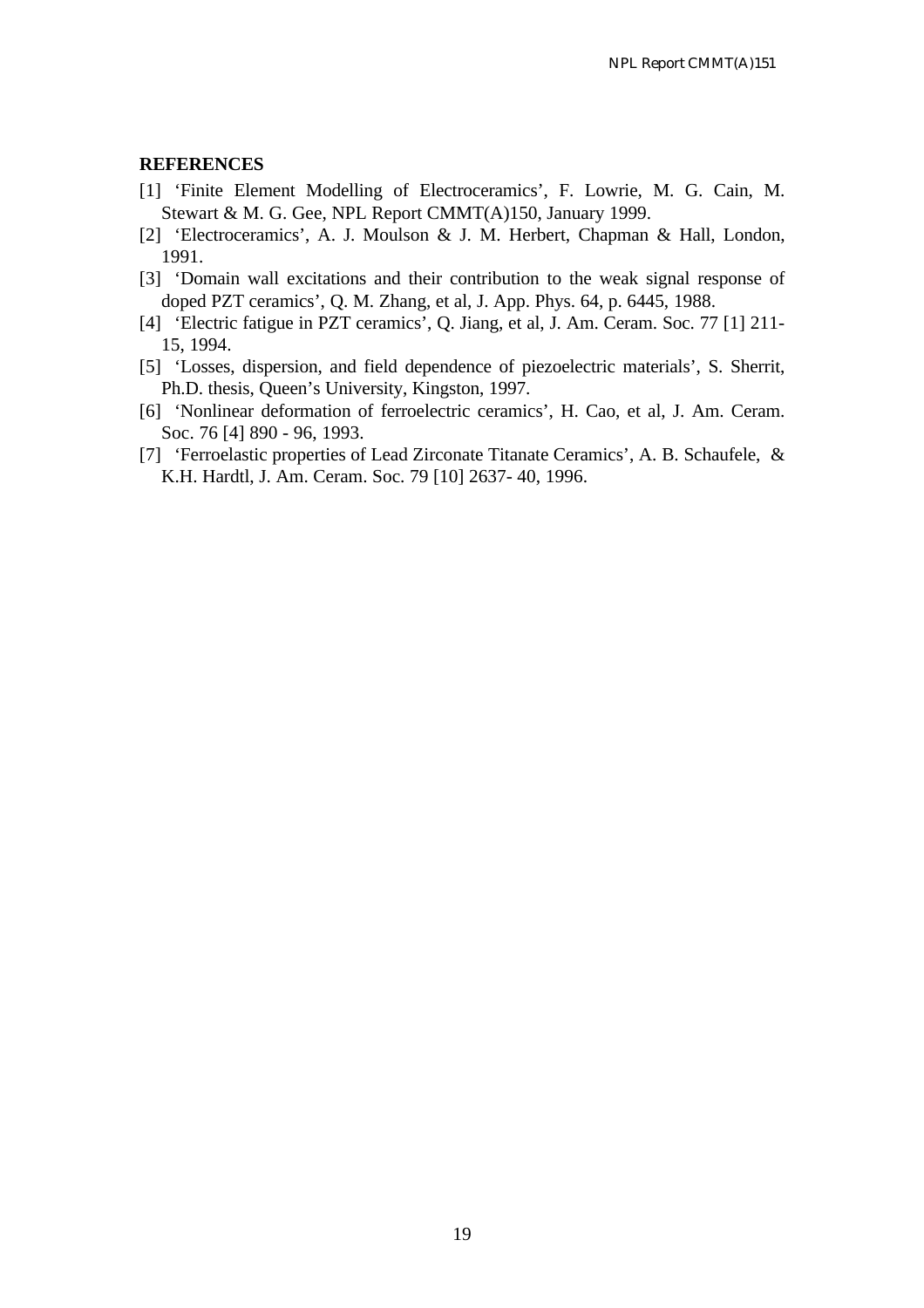## REFERENCES

[1] 'Finite Element Modelling of Electroceramics', F. Lowrie, M. G. Cain, M. Stewart & M. G. Gee, NPL Report CMMT(A)150, January 1999.

[2] 'Electroceramics', A. J. Moulson & J. M. Herbert, Chapman & Hall, London, 1991.

[3] 'Domain wall excitations and their contribution to the weak signal response of doped PZT ceramics', Q. M. Zhang, et al, J. App. Phys. 64, p. 6445, 1988.

[4] 'Electric fatigue in PZT ceramics', Q. Jiang, et al, J. Am. Ceram. Soc. 77 [1] 211-15, 1994.

[5] 'Losses, dispersion, and field dependence of piezoelectric materials', S. Sherrit, Ph.D. thesis, Queen's University, Kingston, 1997.

[6] 'Nonlinear deformation of ferroelectric ceramics', H. Cao, et al, J. Am. Ceram. Soc. 76 [4] 890 - 96, 1993.

[7] 'Ferroelastic properties of Lead Zirconate Titanate Ceramics', A. B. Schaufele, & K.H. Hardtl, J. Am. Ceram. Soc. 79 [10] 2637- 40, 1996.